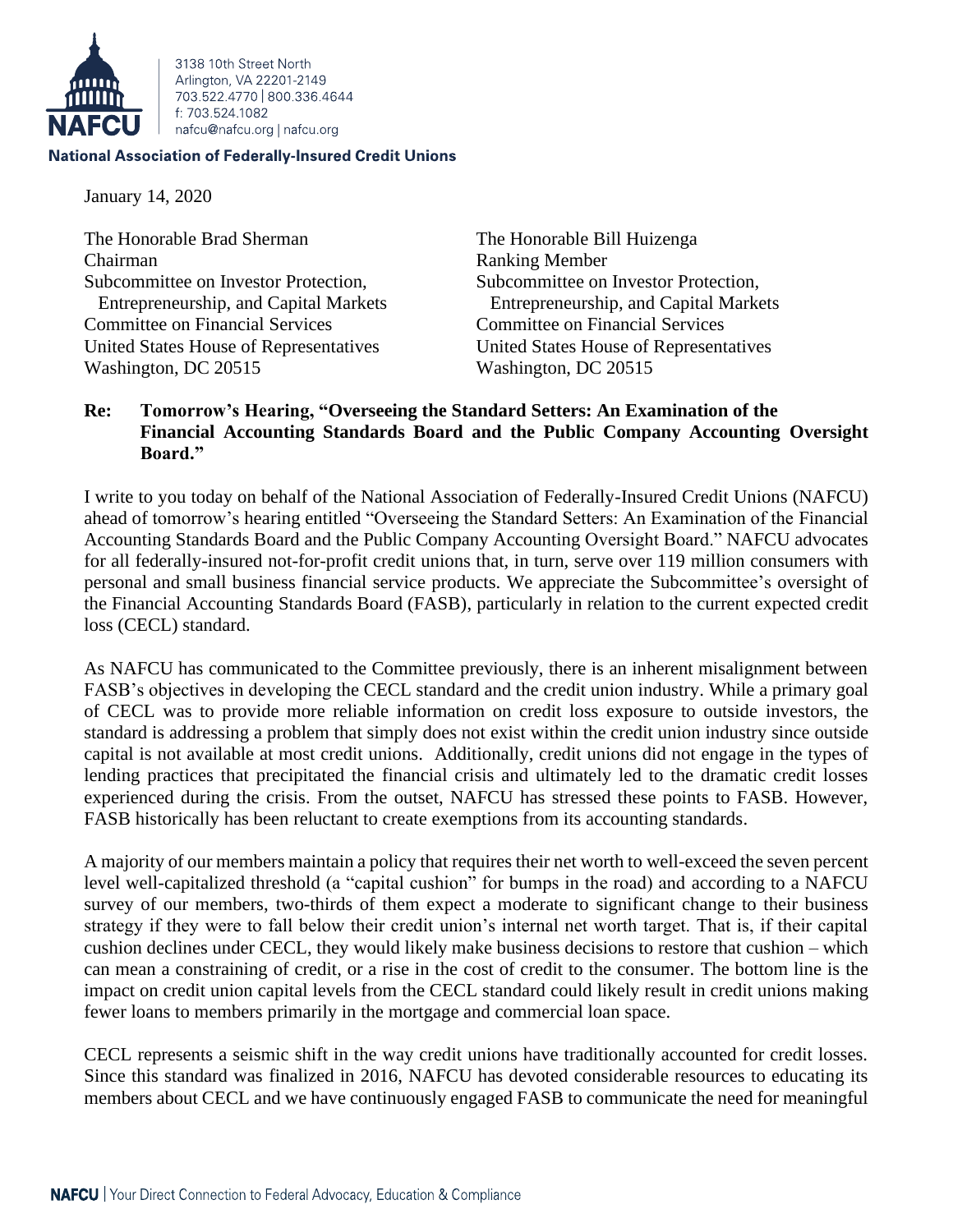3138 10th Street North
Arlington, VA 22201-2149
703.522.4770 | 800.336.4644
f: 703.524.1082
nafcu@nafcu.org | nafcu.org

**National Association of Federally-Insured Credit Unions**

January 14, 2020

The Honorable Brad Sherman
Chairman
Subcommittee on Investor Protection, Entrepreneurship, and Capital Markets
Committee on Financial Services
United States House of Representatives
Washington, DC 20515

The Honorable Bill Huizenga
Ranking Member
Subcommittee on Investor Protection, Entrepreneurship, and Capital Markets
Committee on Financial Services
United States House of Representatives
Washington, DC 20515

**Re: Tomorrow's Hearing, "Overseeing the Standard Setters: An Examination of the Financial Accounting Standards Board and the Public Company Accounting Oversight Board."**

I write to you today on behalf of the National Association of Federally-Insured Credit Unions (NAFCU) ahead of tomorrow's hearing entitled "Overseeing the Standard Setters: An Examination of the Financial Accounting Standards Board and the Public Company Accounting Oversight Board." NAFCU advocates for all federally-insured not-for-profit credit unions that, in turn, serve over 119 million consumers with personal and small business financial service products. We appreciate the Subcommittee's oversight of the Financial Accounting Standards Board (FASB), particularly in relation to the current expected credit loss (CECL) standard.

As NAFCU has communicated to the Committee previously, there is an inherent misalignment between FASB's objectives in developing the CECL standard and the credit union industry. While a primary goal of CECL was to provide more reliable information on credit loss exposure to outside investors, the standard is addressing a problem that simply does not exist within the credit union industry since outside capital is not available at most credit unions. Additionally, credit unions did not engage in the types of lending practices that precipitated the financial crisis and ultimately led to the dramatic credit losses experienced during the crisis. From the outset, NAFCU has stressed these points to FASB. However, FASB historically has been reluctant to create exemptions from its accounting standards.

A majority of our members maintain a policy that requires their net worth to well-exceed the seven percent level well-capitalized threshold (a "capital cushion" for bumps in the road) and according to a NAFCU survey of our members, two-thirds of them expect a moderate to significant change to their business strategy if they were to fall below their credit union's internal net worth target. That is, if their capital cushion declines under CECL, they would likely make business decisions to restore that cushion – which can mean a constraining of credit, or a rise in the cost of credit to the consumer. The bottom line is the impact on credit union capital levels from the CECL standard could likely result in credit unions making fewer loans to members primarily in the mortgage and commercial loan space.

CECL represents a seismic shift in the way credit unions have traditionally accounted for credit losses. Since this standard was finalized in 2016, NAFCU has devoted considerable resources to educating its members about CECL and we have continuously engaged FASB to communicate the need for meaningful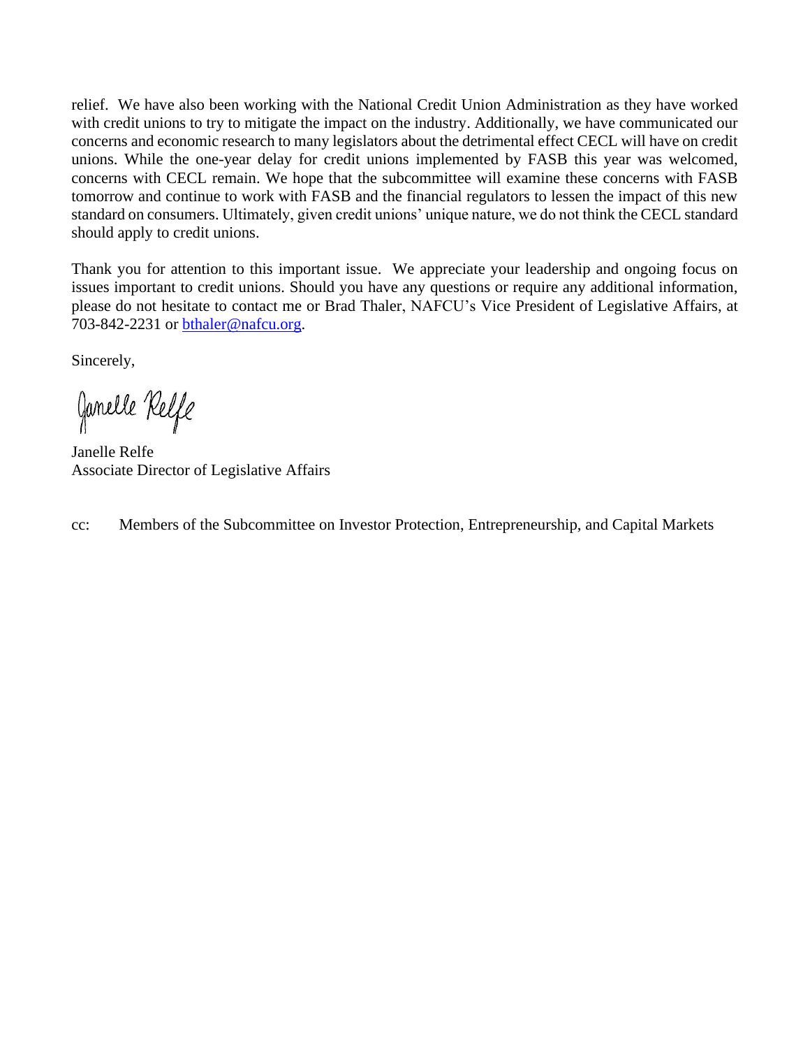relief. We have also been working with the National Credit Union Administration as they have worked with credit unions to try to mitigate the impact on the industry. Additionally, we have communicated our concerns and economic research to many legislators about the detrimental effect CECL will have on credit unions. While the one-year delay for credit unions implemented by FASB this year was welcomed, concerns with CECL remain. We hope that the subcommittee will examine these concerns with FASB tomorrow and continue to work with FASB and the financial regulators to lessen the impact of this new standard on consumers. Ultimately, given credit unions' unique nature, we do not think the CECL standard should apply to credit unions.

Thank you for attention to this important issue. We appreciate your leadership and ongoing focus on issues important to credit unions. Should you have any questions or require any additional information, please do not hesitate to contact me or Brad Thaler, NAFCU's Vice President of Legislative Affairs, at 703-842-2231 or bthaler@nafcu.org.

Sincerely,

Janelle Relfe

Janelle Relfe
Associate Director of Legislative Affairs

cc: Members of the Subcommittee on Investor Protection, Entrepreneurship, and Capital Markets